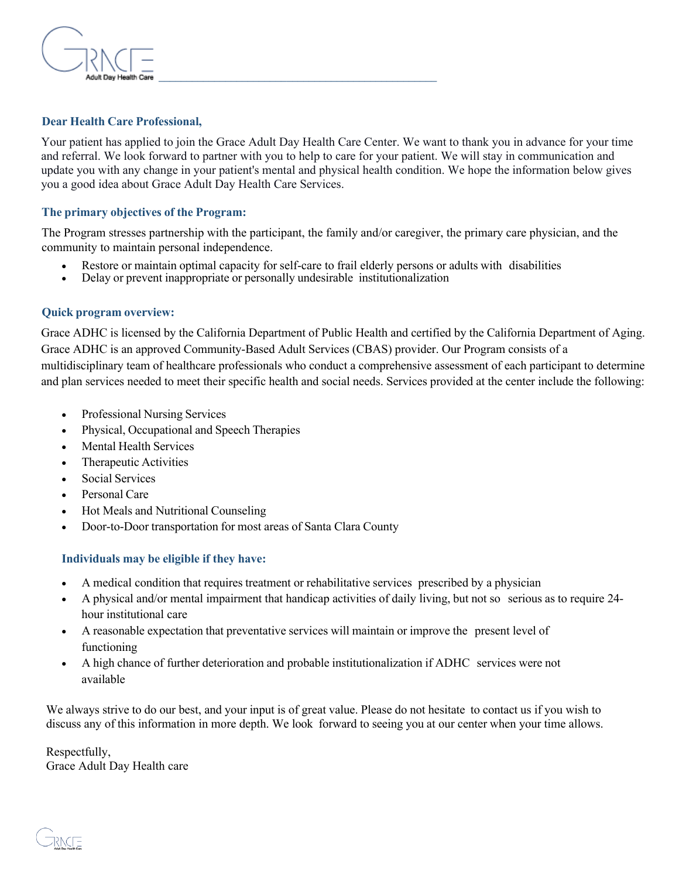Dear Health Care Professional,

Your patient has applied to join the Grace Adult Day Health Care Center. We want to thank you in advance for your time and referral. We look forward to partner with you to help to care for your patient. We will stay in communication and update you with any change in your patient's mental and physical health condition. We hope the information below gives you a good idea about Grace Adult Day Health Care Services.

### The primary objectives of the Program:

The Program stresses partnership with the participant, the family and/or caregiver, the primary care physician, and the community to maintain personal independence.

- Restore or maintain optimal capacity for self-care to frail elderly persons or adults with disabilities
- Delay or prevent inappropriate or personally undesirable institutionalization

### Quick program overview:

Grace ADHC is licensed by the California Department of Public Health and certified by the California Department of Aging. Grace ADHC is an approved Community-Based Adult Services (CBAS) provider. Our Program consists of a multidisciplinary team of healthcare professionals who conduct a comprehensive assessment of each participant to determine and plan services needed to meet their specific health and social needs. Services provided at the center include the following:

- Professional Nursing Services
- Physical, Occupational and Speech Therapies
- Mental Health Services
- Therapeutic Activities
- Social Services
- Personal Care
- Hot Meals and Nutritional Counseling
- Door-to-Door transportation for most areas of Santa Clara County

### Individuals may be eligible if they have:

- A medical condition that requires treatment or rehabilitative services prescribed by a physician
- A physical and/or mental impairment that handicap activities of daily living, but not so serious as to require 24-hour institutional care
- A reasonable expectation that preventative services will maintain or improve the present level of functioning
- A high chance of further deterioration and probable institutionalization if ADHC services were not available

We always strive to do our best, and your input is of great value. Please do not hesitate to contact us if you wish to discuss any of this information in more depth. We look forward to seeing you at our center when your time allows.

Respectfully,
Grace Adult Day Health care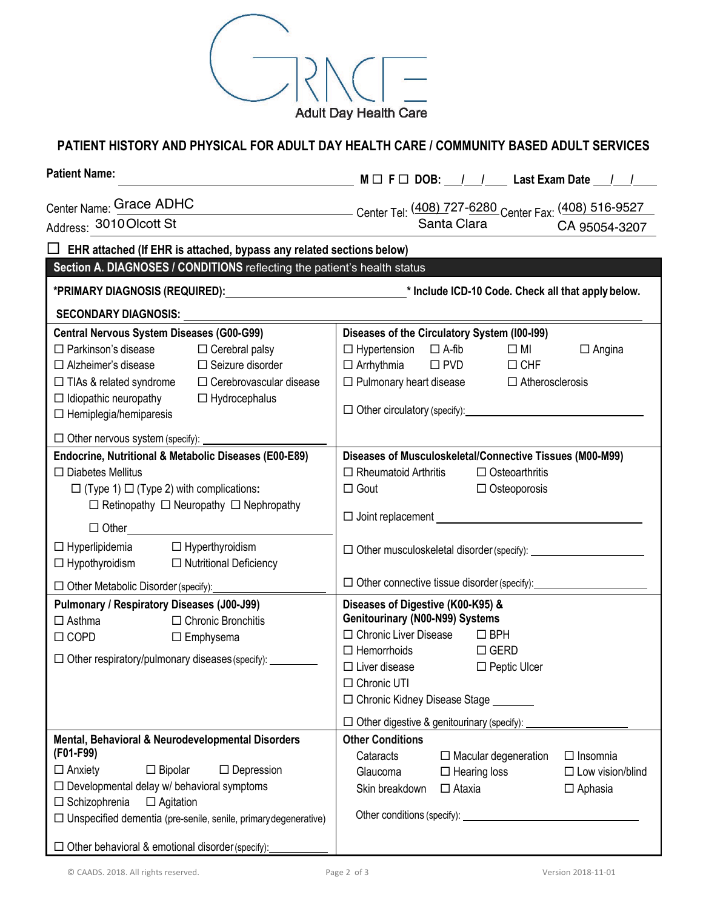GRACE Adult Day Health Care

## PATIENT HISTORY AND PHYSICAL FOR ADULT DAY HEALTH CARE / COMMUNITY BASED ADULT SERVICES

**Patient Name:** ______________________ **M ☐ F ☐ DOB:** ___/___/___ **Last Exam Date** ___/___/___

Center Name: Grace ADHC Center Tel: (408) 727-6280 Center Fax: (408) 516-9527

Address: 3010 Olcott St Santa Clara CA 95054-3207

☐ **EHR attached (If EHR is attached, bypass any related sections below)**

### Section A. DIAGNOSES / CONDITIONS reflecting the patient's health status

***PRIMARY DIAGNOSIS (REQUIRED):** ______________________ *** Include ICD-10 Code. Check all that apply below.**

**SECONDARY DIAGNOSIS:** ______________________

**Central Nervous System Diseases (G00-G99)**
- ☐ Parkinson's disease
- ☐ Cerebral palsy
- ☐ Alzheimer's disease
- ☐ Seizure disorder
- ☐ TIAs & related syndrome
- ☐ Cerebrovascular disease
- ☐ Idiopathic neuropathy
- ☐ Hydrocephalus
- ☐ Hemiplegia/hemiparesis
- ☐ Other nervous system (specify): ______________

**Diseases of the Circulatory System (I00-I99)**
- ☐ Hypertension ☐ A-fib ☐ MI ☐ Angina
- ☐ Arrhythmia ☐ PVD ☐ CHF
- ☐ Pulmonary heart disease ☐ Atherosclerosis
- ☐ Other circulatory (specify): ______________

**Endocrine, Nutritional & Metabolic Diseases (E00-E89)**
- ☐ Diabetes Mellitus
  - ☐ (Type 1) ☐ (Type 2) with complications:
    - ☐ Retinopathy ☐ Neuropathy ☐ Nephropathy
  - ☐ Other ______________
- ☐ Hyperlipidemia ☐ Hyperthyroidism
- ☐ Hypothyroidism ☐ Nutritional Deficiency
- ☐ Other Metabolic Disorder (specify): ______________

**Diseases of Musculoskeletal/Connective Tissues (M00-M99)**
- ☐ Rheumatoid Arthritis ☐ Osteoarthritis
- ☐ Gout ☐ Osteoporosis
- ☐ Joint replacement ______________
- ☐ Other musculoskeletal disorder (specify): ______________
- ☐ Other connective tissue disorder (specify): ______________

**Pulmonary / Respiratory Diseases (J00-J99)**
- ☐ Asthma ☐ Chronic Bronchitis
- ☐ COPD ☐ Emphysema
- ☐ Other respiratory/pulmonary diseases (specify): ________

**Diseases of Digestive (K00-K95) & Genitourinary (N00-N99) Systems**
- ☐ Chronic Liver Disease ☐ BPH
- ☐ Hemorrhoids ☐ GERD
- ☐ Liver disease ☐ Peptic Ulcer
- ☐ Chronic UTI
- ☐ Chronic Kidney Disease Stage _______
- ☐ Other digestive & genitourinary (specify): ______________

**Mental, Behavioral & Neurodevelopmental Disorders (F01-F99)**
- ☐ Anxiety ☐ Bipolar ☐ Depression
- ☐ Developmental delay w/ behavioral symptoms
- ☐ Schizophrenia ☐ Agitation
- ☐ Unspecified dementia (pre-senile, senile, primary degenerative)
- ☐ Other behavioral & emotional disorder (specify): ______________

**Other Conditions**
- Cataracts ☐ Macular degeneration ☐ Insomnia
- Glaucoma ☐ Hearing loss ☐ Low vision/blind
- Skin breakdown ☐ Ataxia ☐ Aphasia
- Other conditions (specify): ______________

© CAADS. 2018. All rights reserved. Version 2018-11-01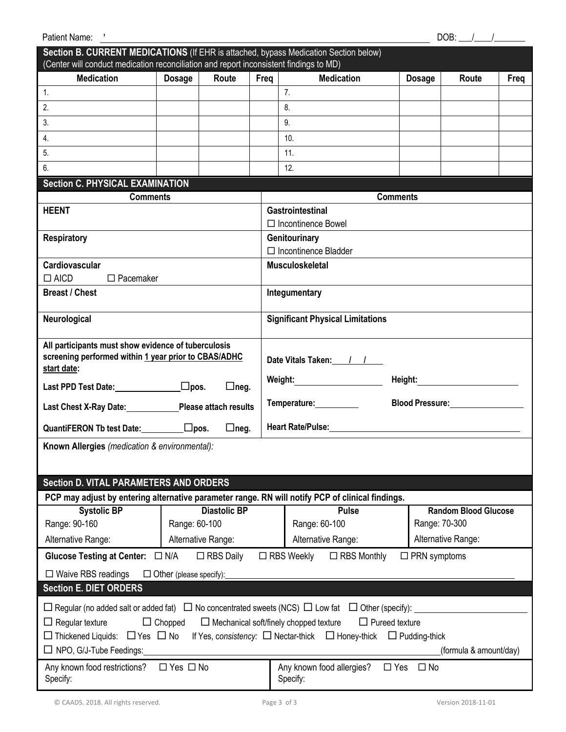Patient Name: ,  DOB: ___/___/______

## Section B. CURRENT MEDICATIONS (If EHR is attached, bypass Medication Section below)

(Center will conduct medication reconciliation and report inconsistent findings to MD)

| Medication | Dosage | Route | Freq | Medication | Dosage | Route | Freq |
|---|---|---|---|---|---|---|---|
| 1. | | | | 7. | | | |
| 2. | | | | 8. | | | |
| 3. | | | | 9. | | | |
| 4. | | | | 10. | | | |
| 5. | | | | 11. | | | |
| 6. | | | | 12. | | | |

## Section C. PHYSICAL EXAMINATION

| Comments | Comments |
|---|---|
| **HEENT** | **Gastrointestinal**<br>☐ Incontinence Bowel |
| **Respiratory** | **Genitourinary**<br>☐ Incontinence Bladder |
| **Cardiovascular**<br>☐ AICD ☐ Pacemaker | **Musculoskeletal** |
| **Breast / Chest** | **Integumentary** |
| **Neurological** | **Significant Physical Limitations** |

**All participants must show evidence of tuberculosis screening performed within 1 year prior to CBAS/ADHC start date:**

**Last PPD Test Date:** ____________ ☐**pos.** ☐**neg.**

**Last Chest X-Ray Date:** __________ **Please attach results**

**QuantiFERON Tb test Date:** ________ ☐**pos.** ☐**neg.**

**Date Vitals Taken:** ___/___/___

**Weight:** ______________ **Height:** ______________

**Temperature:** ________ **Blood Pressure:** ____________

**Heart Rate/Pulse:** ______________________________

**Known Allergies** *(medication & environmental):*

## Section D. VITAL PARAMETERS AND ORDERS

**PCP may adjust by entering alternative parameter range. RN will notify PCP of clinical findings.**

| Systolic BP | Diastolic BP | Pulse | Random Blood Glucose |
|---|---|---|---|
| Range: 90-160 | Range: 60-100 | Range: 60-100 | Range: 70-300 |
| Alternative Range: | Alternative Range: | Alternative Range: | Alternative Range: |

**Glucose Testing at Center:** ☐ N/A ☐ RBS Daily ☐ RBS Weekly ☐ RBS Monthly ☐ PRN symptoms

☐ Waive RBS readings ☐ Other (please specify): ______________________

## Section E. DIET ORDERS

☐ Regular (no added salt or added fat) ☐ No concentrated sweets (NCS) ☐ Low fat ☐ Other (specify): ______________

☐ Regular texture ☐ Chopped ☐ Mechanical soft/finely chopped texture ☐ Pureed texture

☐ Thickened Liquids: ☐ Yes ☐ No If Yes, *consistency:* ☐ Nectar-thick ☐ Honey-thick ☐ Pudding-thick

☐ NPO, G/J-Tube Feedings: ______________________________ (formula & amount/day)

| Any known food restrictions? ☐ Yes ☐ No<br>Specify: | Any known food allergies? ☐ Yes ☐ No<br>Specify: |
|---|---|

© CAADS. 2018. All rights reserved. Version 2018-11-01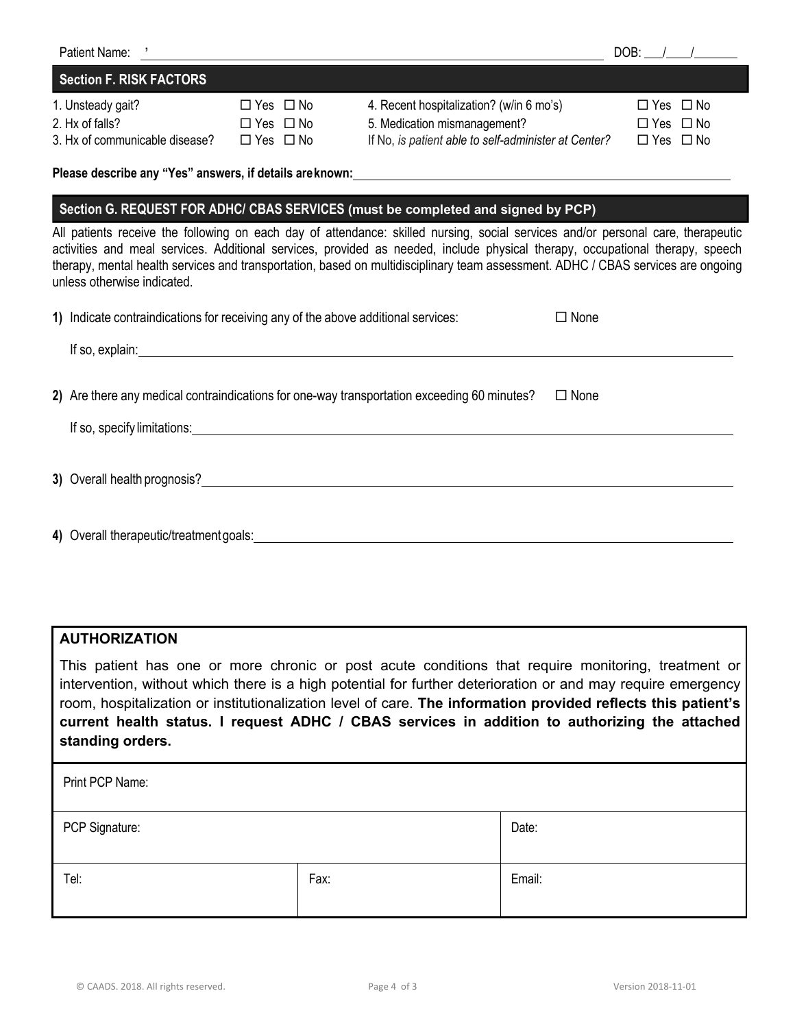Patient Name: ’ DOB: ___/____/_______

## Section F. RISK FACTORS

| | | | |
|---|---|---|---|
| 1. Unsteady gait? | ☐ Yes ☐ No | 4. Recent hospitalization? (w/in 6 mo’s) | ☐ Yes ☐ No |
| 2. Hx of falls? | ☐ Yes ☐ No | 5. Medication mismanagement? | ☐ Yes ☐ No |
| 3. Hx of communicable disease? | ☐ Yes ☐ No | If No, *is patient able to self-administer at Center?* | ☐ Yes ☐ No |

**Please describe any “Yes” answers, if details are known:** ____________________

## Section G. REQUEST FOR ADHC/ CBAS SERVICES (must be completed and signed by PCP)

All patients receive the following on each day of attendance: skilled nursing, social services and/or personal care, therapeutic activities and meal services. Additional services, provided as needed, include physical therapy, occupational therapy, speech therapy, mental health services and transportation, based on multidisciplinary team assessment. ADHC / CBAS services are ongoing unless otherwise indicated.

**1)** Indicate contraindications for receiving any of the above additional services: ☐ None

If so, explain: ____________________

**2)** Are there any medical contraindications for one-way transportation exceeding 60 minutes? ☐ None

If so, specify limitations: ____________________

**3)** Overall health prognosis? ____________________

**4)** Overall therapeutic/treatment goals: ____________________

## AUTHORIZATION

This patient has one or more chronic or post acute conditions that require monitoring, treatment or intervention, without which there is a high potential for further deterioration or and may require emergency room, hospitalization or institutionalization level of care. **The information provided reflects this patient’s current health status. I request ADHC / CBAS services in addition to authorizing the attached standing orders.**

| | | |
|---|---|---|
| Print PCP Name: | | |
| PCP Signature: | | Date: |
| Tel: | Fax: | Email: |

© CAADS. 2018. All rights reserved. Version 2018-11-01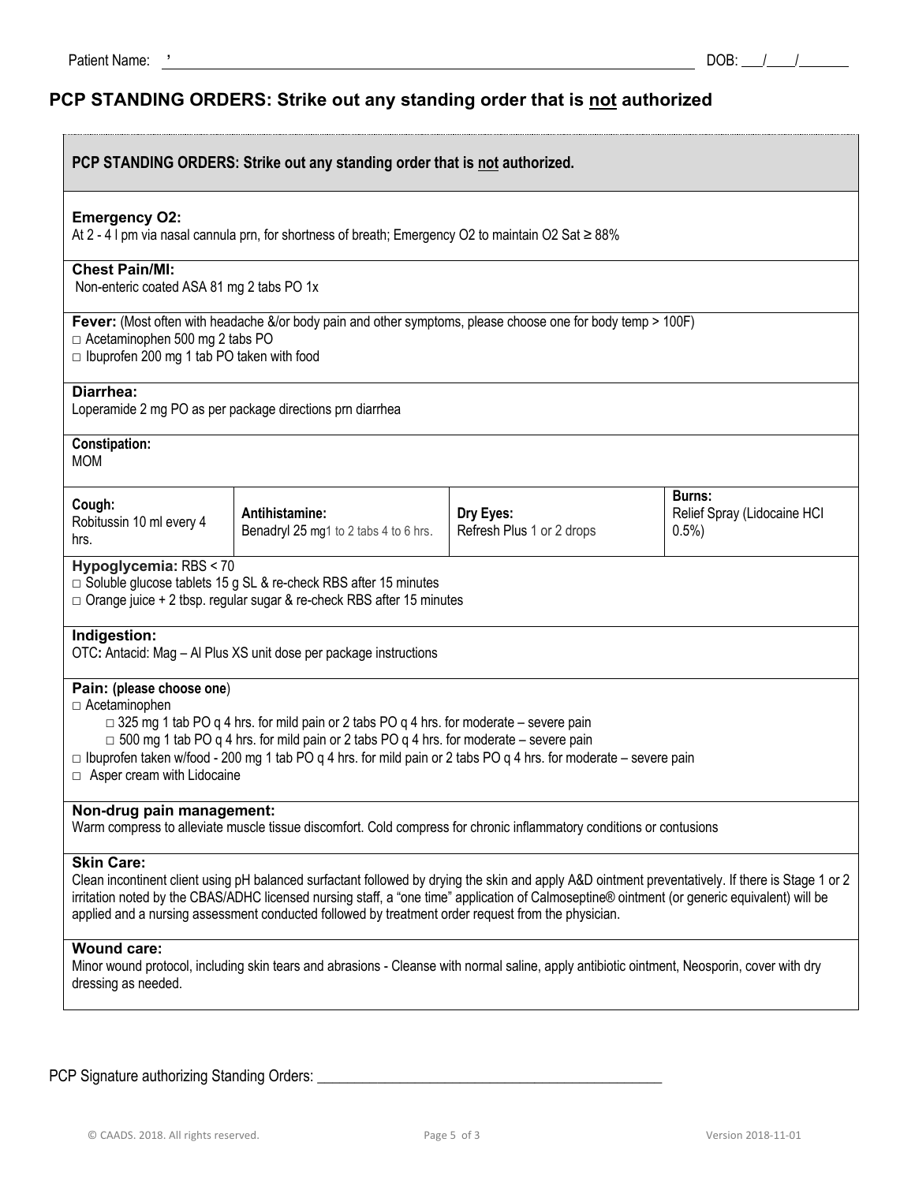Patient Name: ' DOB: ___/___/_______

## PCP STANDING ORDERS: Strike out any standing order that is not authorized

**PCP STANDING ORDERS: Strike out any standing order that is not authorized.**

**Emergency O2:**
At 2 - 4 l pm via nasal cannula prn, for shortness of breath; Emergency O2 to maintain O2 Sat ≥ 88%

**Chest Pain/MI:**
Non-enteric coated ASA 81 mg 2 tabs PO 1x

**Fever:** (Most often with headache &/or body pain and other symptoms, please choose one for body temp > 100F)
□ Acetaminophen 500 mg 2 tabs PO
□ Ibuprofen 200 mg 1 tab PO taken with food

**Diarrhea:**
Loperamide 2 mg PO as per package directions prn diarrhea

**Constipation:**
MOM

| | | | |
|---|---|---|---|
| **Cough:** Robitussin 10 ml every 4 hrs. | **Antihistamine:** Benadryl 25 mg1 to 2 tabs 4 to 6 hrs. | **Dry Eyes:** Refresh Plus 1 or 2 drops | **Burns:** Relief Spray (Lidocaine HCl 0.5%) |

**Hypoglycemia:** RBS < 70
□ Soluble glucose tablets 15 g SL & re-check RBS after 15 minutes
□ Orange juice + 2 tbsp. regular sugar & re-check RBS after 15 minutes

**Indigestion:**
OTC**:** Antacid: Mag – Al Plus XS unit dose per package instructions

**Pain: (please choose one**)
□ Acetaminophen
  □ 325 mg 1 tab PO q 4 hrs. for mild pain or 2 tabs PO q 4 hrs. for moderate – severe pain
  □ 500 mg 1 tab PO q 4 hrs. for mild pain or 2 tabs PO q 4 hrs. for moderate – severe pain
□ Ibuprofen taken w/food - 200 mg 1 tab PO q 4 hrs. for mild pain or 2 tabs PO q 4 hrs. for moderate – severe pain
□ Asper cream with Lidocaine

**Non-drug pain management:**
Warm compress to alleviate muscle tissue discomfort. Cold compress for chronic inflammatory conditions or contusions

**Skin Care:**
Clean incontinent client using pH balanced surfactant followed by drying the skin and apply A&D ointment preventatively. If there is Stage 1 or 2 irritation noted by the CBAS/ADHC licensed nursing staff, a "one time" application of Calmoseptine® ointment (or generic equivalent) will be applied and a nursing assessment conducted followed by treatment order request from the physician.

**Wound care:**
Minor wound protocol, including skin tears and abrasions - Cleanse with normal saline, apply antibiotic ointment, Neosporin, cover with dry dressing as needed.

PCP Signature authorizing Standing Orders: ________________________________________________

© CAADS. 2018. All rights reserved. Version 2018-11-01